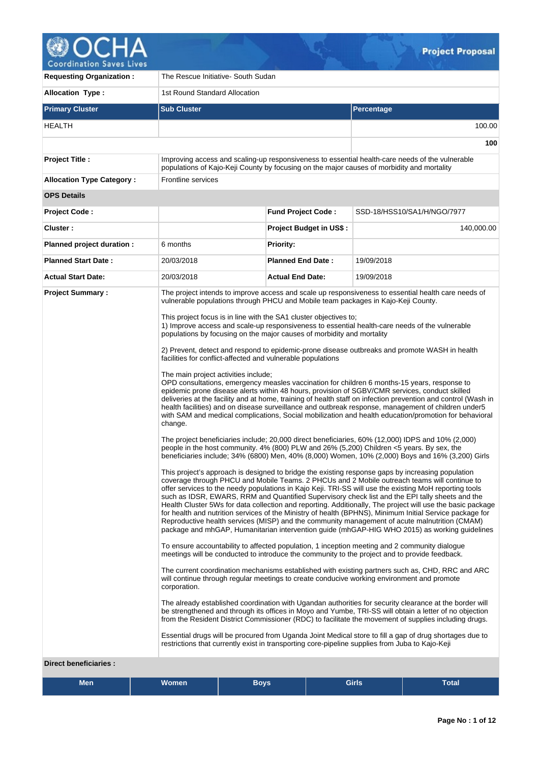# Project Proposal

| | | | |
|---|---|---|---|
| **Requesting Organization :** | The Rescue Initiative- South Sudan | | |
| **Allocation Type :** | 1st Round Standard Allocation | | |

| **Primary Cluster** | **Sub Cluster** | **Percentage** |
|---|---|---|
| HEALTH | | 100.00 |
| | | **100** |

| | | | |
|---|---|---|---|
| **Project Title :** | Improving access and scaling-up responsiveness to essential health-care needs of the vulnerable populations of Kajo-Keji County by focusing on the major causes of morbidity and mortality | | |
| **Allocation Type Category :** | Frontline services | | |
| **OPS Details** | | | |
| **Project Code :** | | **Fund Project Code :** | SSD-18/HSS10/SA1/H/NGO/7977 |
| **Cluster :** | | **Project Budget in US$ :** | 140,000.00 |
| **Planned project duration :** | 6 months | **Priority:** | |
| **Planned Start Date :** | 20/03/2018 | **Planned End Date :** | 19/09/2018 |
| **Actual Start Date:** | 20/03/2018 | **Actual End Date:** | 19/09/2018 |

**Project Summary :**

The project intends to improve access and scale up responsiveness to essential health care needs of vulnerable populations through PHCU and Mobile team packages in Kajo-Keji County.

This project focus is in line with the SA1 cluster objectives to;
1) Improve access and scale-up responsiveness to essential health-care needs of the vulnerable populations by focusing on the major causes of morbidity and mortality

2) Prevent, detect and respond to epidemic-prone disease outbreaks and promote WASH in health facilities for conflict-affected and vulnerable populations

The main project activities include;
OPD consultations, emergency measles vaccination for children 6 months-15 years, response to epidemic prone disease alerts within 48 hours, provision of SGBV/CMR services, conduct skilled deliveries at the facility and at home, training of health staff on infection prevention and control (Wash in health facilities) and on disease surveillance and outbreak response, management of children under5 with SAM and medical complications, Social mobilization and health education/promotion for behavioral change.

The project beneficiaries include; 20,000 direct beneficiaries, 60% (12,000) IDPS and 10% (2,000) people in the host community. 4% (800) PLW and 26% (5,200) Children <5 years. By sex, the beneficiaries include; 34% (6800) Men, 40% (8,000) Women, 10% (2,000) Boys and 16% (3,200) Girls

This project's approach is designed to bridge the existing response gaps by increasing population coverage through PHCU and Mobile Teams. 2 PHCUs and 2 Mobile outreach teams will continue to offer services to the needy populations in Kajo Keji. TRI-SS will use the existing MoH reporting tools such as IDSR, EWARS, RRM and Quantified Supervisory check list and the EPI tally sheets and the Health Cluster 5Ws for data collection and reporting. Additionally, The project will use the basic package for health and nutrition services of the Ministry of health (BPHNS), Minimum Initial Service package for Reproductive health services (MISP) and the community management of acute malnutrition (CMAM) package and mhGAP, Humanitarian intervention guide (mhGAP-HIG WHO 2015) as working guidelines

To ensure accountability to affected population, 1 inception meeting and 2 community dialogue meetings will be conducted to introduce the community to the project and to provide feedback.

The current coordination mechanisms established with existing partners such as, CHD, RRC and ARC will continue through regular meetings to create conducive working environment and promote corporation.

The already established coordination with Ugandan authorities for security clearance at the border will be strengthened and through its offices in Moyo and Yumbe, TRI-SS will obtain a letter of no objection from the Resident District Commissioner (RDC) to facilitate the movement of supplies including drugs.

Essential drugs will be procured from Uganda Joint Medical store to fill a gap of drug shortages due to restrictions that currently exist in transporting core-pipeline supplies from Juba to Kajo-Keji

**Direct beneficiaries :**

| Men | Women | Boys | Girls | Total |
|---|---|---|---|---|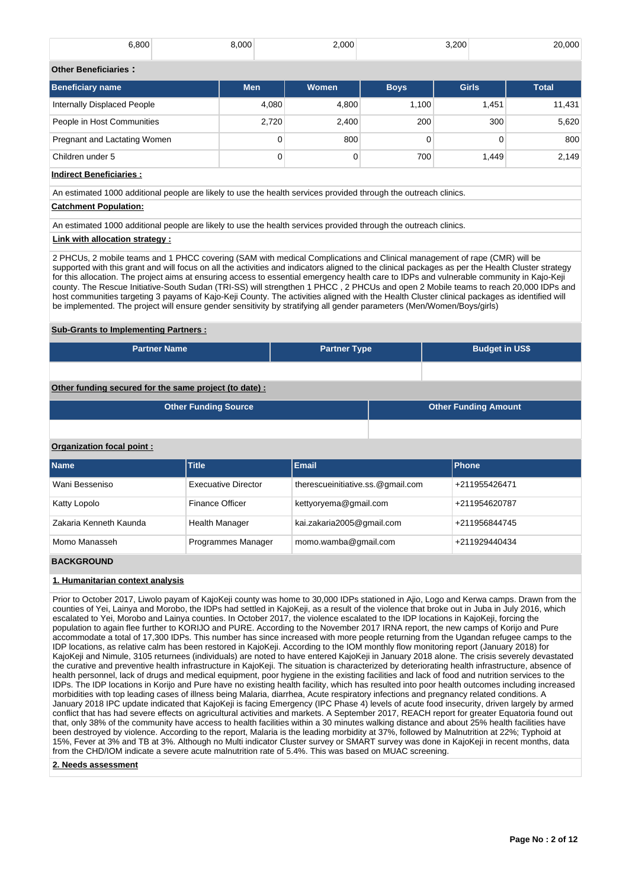| 6,800 | 8,000 | 2,000 | 3,200 | 20,000 |
|---|---|---|---|---|

**Other Beneficiaries :**

| Beneficiary name | Men | Women | Boys | Girls | Total |
|---|---|---|---|---|---|
| Internally Displaced People | 4,080 | 4,800 | 1,100 | 1,451 | 11,431 |
| People in Host Communities | 2,720 | 2,400 | 200 | 300 | 5,620 |
| Pregnant and Lactating Women | 0 | 800 | 0 | 0 | 800 |
| Children under 5 | 0 | 0 | 700 | 1,449 | 2,149 |

**Indirect Beneficiaries :**

An estimated 1000 additional people are likely to use the health services provided through the outreach clinics.

**Catchment Population:**

An estimated 1000 additional people are likely to use the health services provided through the outreach clinics.

**Link with allocation strategy :**

2 PHCUs, 2 mobile teams and 1 PHCC covering (SAM with medical Complications and Clinical management of rape (CMR) will be supported with this grant and will focus on all the activities and indicators aligned to the clinical packages as per the Health Cluster strategy for this allocation. The project aims at ensuring access to essential emergency health care to IDPs and vulnerable community in Kajo-Keji county. The Rescue Initiative-South Sudan (TRI-SS) will strengthen 1 PHCC , 2 PHCUs and open 2 Mobile teams to reach 20,000 IDPs and host communities targeting 3 payams of Kajo-Keji County. The activities aligned with the Health Cluster clinical packages as identified will be implemented. The project will ensure gender sensitivity by stratifying all gender parameters (Men/Women/Boys/girls)

**Sub-Grants to Implementing Partners :**

| Partner Name | Partner Type | Budget in US$ |
|---|---|---|
| | | |

**Other funding secured for the same project (to date) :**

| Other Funding Source | Other Funding Amount |
|---|---|
| | |

**Organization focal point :**

| Name | Title | Email | Phone |
|---|---|---|---|
| Wani Besseniso | Executive Director | therescueinitiative.ss.@gmail.com | +211955426471 |
| Katty Lopolo | Finance Officer | kettyoryema@gmail.com | +211954620787 |
| Zakaria Kenneth Kaunda | Health Manager | kai.zakaria2005@gmail.com | +211956844745 |
| Momo Manasseh | Programmes Manager | momo.wamba@gmail.com | +211929440434 |

## BACKGROUND

### 1. Humanitarian context analysis

Prior to October 2017, Liwolo payam of KajoKeji county was home to 30,000 IDPs stationed in Ajio, Logo and Kerwa camps. Drawn from the counties of Yei, Lainya and Morobo, the IDPs had settled in KajoKeji, as a result of the violence that broke out in Juba in July 2016, which escalated to Yei, Morobo and Lainya counties. In October 2017, the violence escalated to the IDP locations in KajoKeji, forcing the population to again flee further to KORIJO and PURE. According to the November 2017 IRNA report, the new camps of Korijo and Pure accommodate a total of 17,300 IDPs. This number has since increased with more people returning from the Ugandan refugee camps to the IDP locations, as relative calm has been restored in KajoKeji. According to the IOM monthly flow monitoring report (January 2018) for KajoKeji and Nimule, 3105 returnees (individuals) are noted to have entered KajoKeji in January 2018 alone. The crisis severely devastated the curative and preventive health infrastructure in KajoKeji. The situation is characterized by deteriorating health infrastructure, absence of health personnel, lack of drugs and medical equipment, poor hygiene in the existing facilities and lack of food and nutrition services to the IDPs. The IDP locations in Korijo and Pure have no existing health facility, which has resulted into poor health outcomes including increased morbidities with top leading cases of illness being Malaria, diarrhea, Acute respiratory infections and pregnancy related conditions. A January 2018 IPC update indicated that KajoKeji is facing Emergency (IPC Phase 4) levels of acute food insecurity, driven largely by armed conflict that has had severe effects on agricultural activities and markets. A September 2017, REACH report for greater Equatoria found out that, only 38% of the community have access to health facilities within a 30 minutes walking distance and about 25% health facilities have been destroyed by violence. According to the report, Malaria is the leading morbidity at 37%, followed by Malnutrition at 22%; Typhoid at 15%, Fever at 3% and TB at 3%. Although no Multi indicator Cluster survey or SMART survey was done in KajoKeji in recent months, data from the CHD/IOM indicate a severe acute malnutrition rate of 5.4%. This was based on MUAC screening.

### 2. Needs assessment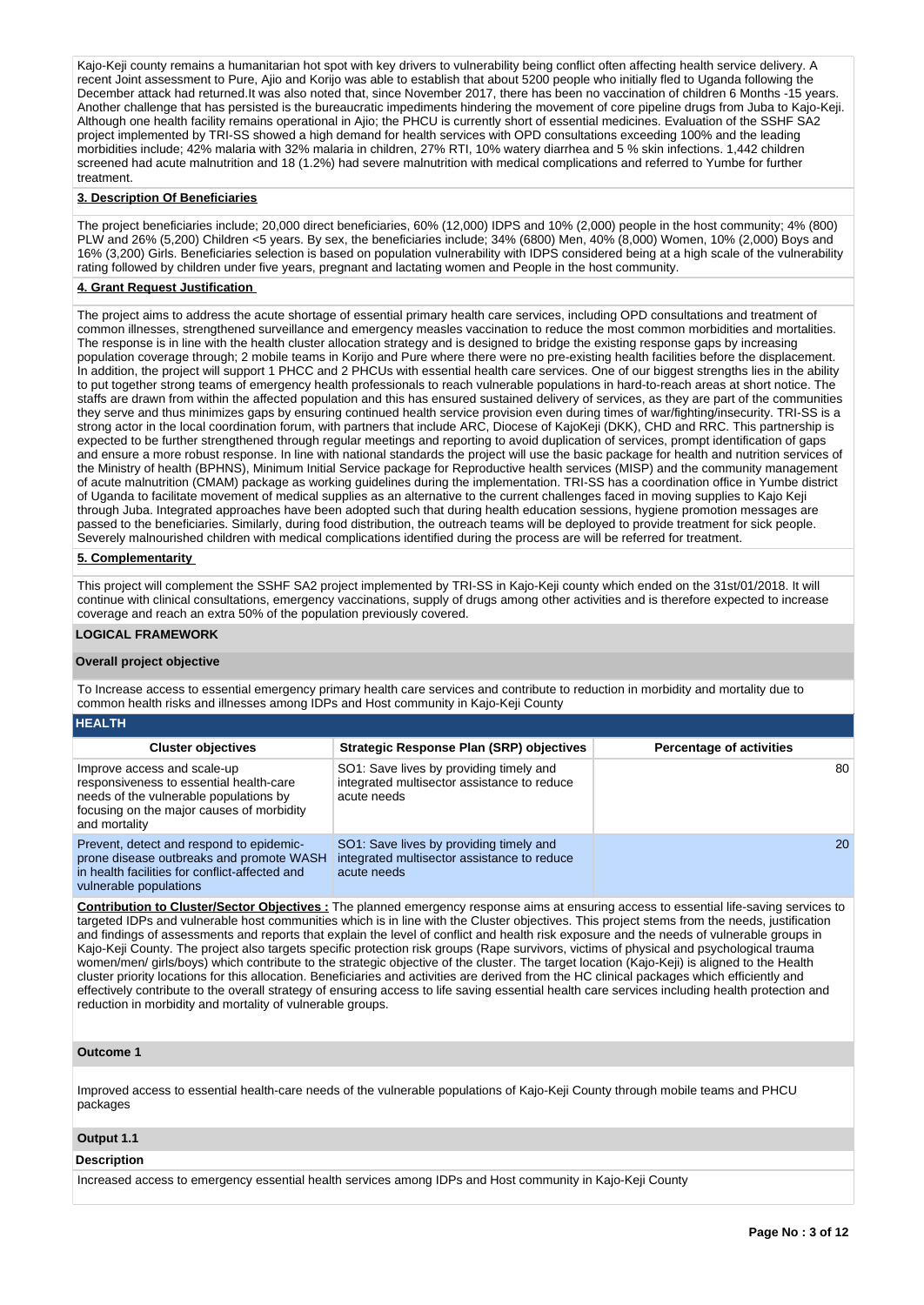Kajo-Keji county remains a humanitarian hot spot with key drivers to vulnerability being conflict often affecting health service delivery. A recent Joint assessment to Pure, Ajio and Korijo was able to establish that about 5200 people who initially fled to Uganda following the December attack had returned.It was also noted that, since November 2017, there has been no vaccination of children 6 Months -15 years. Another challenge that has persisted is the bureaucratic impediments hindering the movement of core pipeline drugs from Juba to Kajo-Keji. Although one health facility remains operational in Ajio; the PHCU is currently short of essential medicines. Evaluation of the SSHF SA2 project implemented by TRI-SS showed a high demand for health services with OPD consultations exceeding 100% and the leading morbidities include; 42% malaria with 32% malaria in children, 27% RTI, 10% watery diarrhea and 5 % skin infections. 1,442 children screened had acute malnutrition and 18 (1.2%) had severe malnutrition with medical complications and referred to Yumbe for further treatment.

**3. Description Of Beneficiaries**

The project beneficiaries include; 20,000 direct beneficiaries, 60% (12,000) IDPS and 10% (2,000) people in the host community; 4% (800) PLW and 26% (5,200) Children <5 years. By sex, the beneficiaries include; 34% (6800) Men, 40% (8,000) Women, 10% (2,000) Boys and 16% (3,200) Girls. Beneficiaries selection is based on population vulnerability with IDPS considered being at a high scale of the vulnerability rating followed by children under five years, pregnant and lactating women and People in the host community.

**4. Grant Request Justification**

The project aims to address the acute shortage of essential primary health care services, including OPD consultations and treatment of common illnesses, strengthened surveillance and emergency measles vaccination to reduce the most common morbidities and mortalities. The response is in line with the health cluster allocation strategy and is designed to bridge the existing response gaps by increasing population coverage through; 2 mobile teams in Korijo and Pure where there were no pre-existing health facilities before the displacement. In addition, the project will support 1 PHCC and 2 PHCUs with essential health care services. One of our biggest strengths lies in the ability to put together strong teams of emergency health professionals to reach vulnerable populations in hard-to-reach areas at short notice. The staffs are drawn from within the affected population and this has ensured sustained delivery of services, as they are part of the communities they serve and thus minimizes gaps by ensuring continued health service provision even during times of war/fighting/insecurity. TRI-SS is a strong actor in the local coordination forum, with partners that include ARC, Diocese of KajoKeji (DKK), CHD and RRC. This partnership is expected to be further strengthened through regular meetings and reporting to avoid duplication of services, prompt identification of gaps and ensure a more robust response. In line with national standards the project will use the basic package for health and nutrition services of the Ministry of health (BPHNS), Minimum Initial Service package for Reproductive health services (MISP) and the community management of acute malnutrition (CMAM) package as working guidelines during the implementation. TRI-SS has a coordination office in Yumbe district of Uganda to facilitate movement of medical supplies as an alternative to the current challenges faced in moving supplies to Kajo Keji through Juba. Integrated approaches have been adopted such that during health education sessions, hygiene promotion messages are passed to the beneficiaries. Similarly, during food distribution, the outreach teams will be deployed to provide treatment for sick people. Severely malnourished children with medical complications identified during the process are will be referred for treatment.

**5. Complementarity**

This project will complement the SSHF SA2 project implemented by TRI-SS in Kajo-Keji county which ended on the 31st/01/2018. It will continue with clinical consultations, emergency vaccinations, supply of drugs among other activities and is therefore expected to increase coverage and reach an extra 50% of the population previously covered.

## LOGICAL FRAMEWORK

### Overall project objective

To Increase access to essential emergency primary health care services and contribute to reduction in morbidity and mortality due to common health risks and illnesses among IDPs and Host community in Kajo-Keji County

### HEALTH

| Cluster objectives | Strategic Response Plan (SRP) objectives | Percentage of activities |
|---|---|---|
| Improve access and scale-up responsiveness to essential health-care needs of the vulnerable populations by focusing on the major causes of morbidity and mortality | SO1: Save lives by providing timely and integrated multisector assistance to reduce acute needs | 80 |
| Prevent, detect and respond to epidemic-prone disease outbreaks and promote WASH in health facilities for conflict-affected and vulnerable populations | SO1: Save lives by providing timely and integrated multisector assistance to reduce acute needs | 20 |

**Contribution to Cluster/Sector Objectives :** The planned emergency response aims at ensuring access to essential life-saving services to targeted IDPs and vulnerable host communities which is in line with the Cluster objectives. This project stems from the needs, justification and findings of assessments and reports that explain the level of conflict and health risk exposure and the needs of vulnerable groups in Kajo-Keji County. The project also targets specific protection risk groups (Rape survivors, victims of physical and psychological trauma women/men/ girls/boys) which contribute to the strategic objective of the cluster. The target location (Kajo-Keji) is aligned to the Health cluster priority locations for this allocation. Beneficiaries and activities are derived from the HC clinical packages which efficiently and effectively contribute to the overall strategy of ensuring access to life saving essential health care services including health protection and reduction in morbidity and mortality of vulnerable groups.

### Outcome 1

Improved access to essential health-care needs of the vulnerable populations of Kajo-Keji County through mobile teams and PHCU packages

### Output 1.1

**Description**

Increased access to emergency essential health services among IDPs and Host community in Kajo-Keji County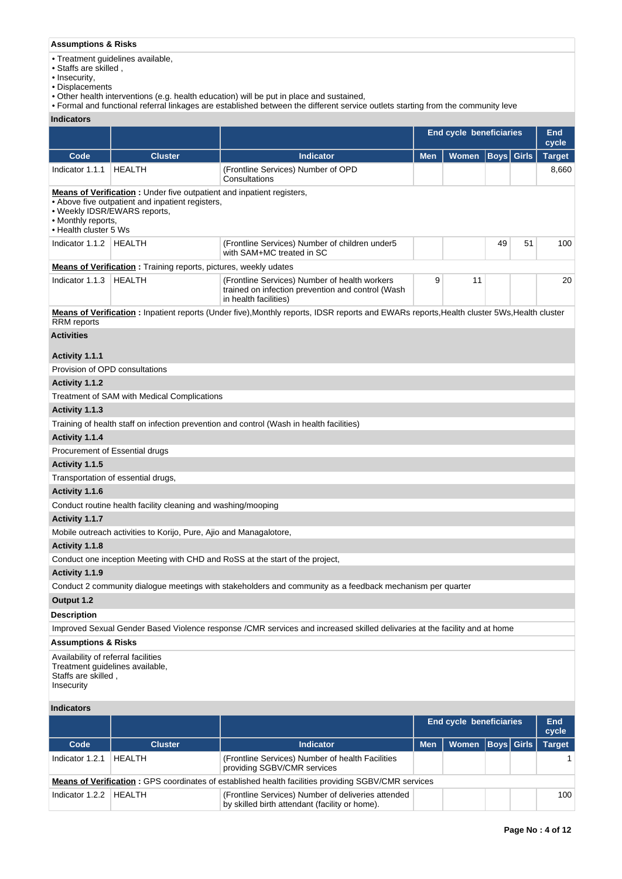**Assumptions & Risks**

- Treatment guidelines available,
- Staffs are skilled ,
- Insecurity,
- Displacements
- Other health interventions (e.g. health education) will be put in place and sustained,
- Formal and functional referral linkages are established between the different service outlets starting from the community leve

**Indicators**

| | | | End cycle beneficiaries | | | | End cycle |
|---|---|---|---|---|---|---|---|
| **Code** | **Cluster** | **Indicator** | **Men** | **Women** | **Boys** | **Girls** | **Target** |
| Indicator 1.1.1 | HEALTH | (Frontline Services) Number of OPD Consultations | | | | | 8,660 |

**Means of Verification :** Under five outpatient and inpatient registers,
- Above five outpatient and inpatient registers,
- Weekly IDSR/EWARS reports,
- Monthly reports,
- Health cluster 5 Ws

| Code | Cluster | Indicator | Men | Women | Boys | Girls | Target |
|---|---|---|---|---|---|---|---|
| Indicator 1.1.2 | HEALTH | (Frontline Services) Number of children under5 with SAM+MC treated in SC | | | 49 | 51 | 100 |

**Means of Verification :** Training reports, pictures, weekly udates

| Code | Cluster | Indicator | Men | Women | Boys | Girls | Target |
|---|---|---|---|---|---|---|---|
| Indicator 1.1.3 | HEALTH | (Frontline Services) Number of health workers trained on infection prevention and control (Wash in health facilities) | 9 | 11 | | | 20 |

**Means of Verification :** Inpatient reports (Under five),Monthly reports, IDSR reports and EWARs reports,Health cluster 5Ws,Health cluster RRM reports

**Activities**

**Activity 1.1.1**

Provision of OPD consultations

**Activity 1.1.2**

Treatment of SAM with Medical Complications

**Activity 1.1.3**

Training of health staff on infection prevention and control (Wash in health facilities)

**Activity 1.1.4**

Procurement of Essential drugs

**Activity 1.1.5**

Transportation of essential drugs,

**Activity 1.1.6**

Conduct routine health facility cleaning and washing/mooping

**Activity 1.1.7**

Mobile outreach activities to Korijo, Pure, Ajio and Managalotore,

**Activity 1.1.8**

Conduct one inception Meeting with CHD and RoSS at the start of the project,

**Activity 1.1.9**

Conduct 2 community dialogue meetings with stakeholders and community as a feedback mechanism per quarter

**Output 1.2**

**Description**

Improved Sexual Gender Based Violence response /CMR services and increased skilled deliveries at the facility and at home

**Assumptions & Risks**

Availability of referral facilities
Treatment guidelines available,
Staffs are skilled ,
Insecurity

**Indicators**

| | | | End cycle beneficiaries | | | | End cycle |
|---|---|---|---|---|---|---|---|
| **Code** | **Cluster** | **Indicator** | **Men** | **Women** | **Boys** | **Girls** | **Target** |
| Indicator 1.2.1 | HEALTH | (Frontline Services) Number of health Facilities providing SGBV/CMR services | | | | | 1 |

**Means of Verification :** GPS coordinates of established health facilities providing SGBV/CMR services

| Code | Cluster | Indicator | Men | Women | Boys | Girls | Target |
|---|---|---|---|---|---|---|---|
| Indicator 1.2.2 | HEALTH | (Frontline Services) Number of deliveries attended by skilled birth attendant (facility or home). | | | | | 100 |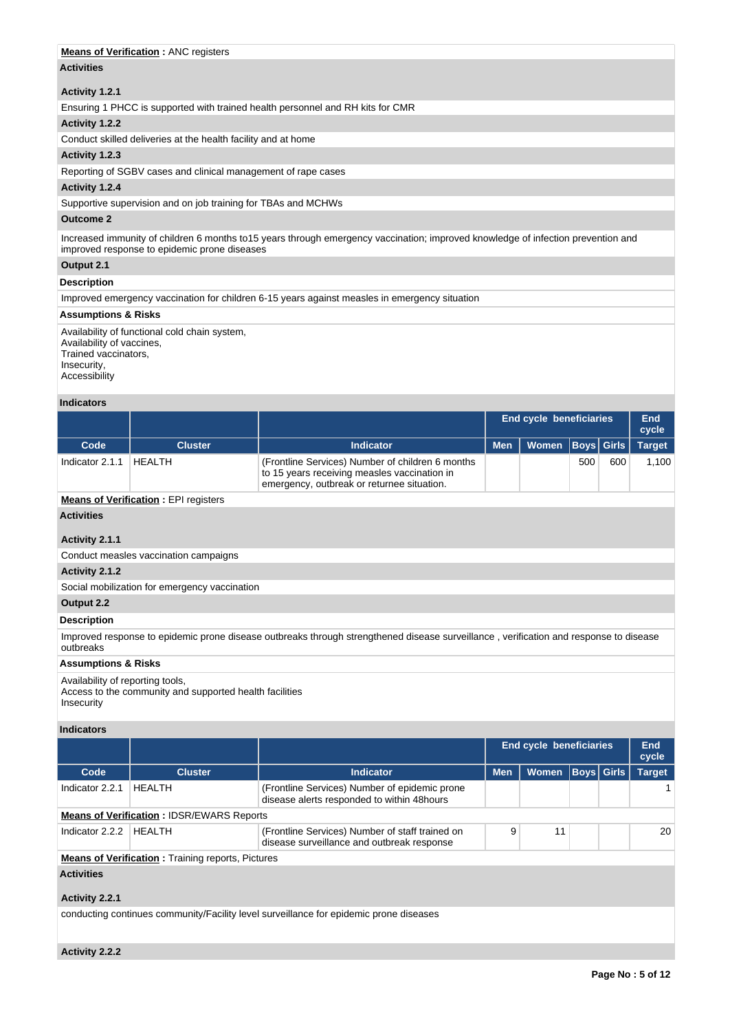**Means of Verification :** ANC registers

**Activities**

**Activity 1.2.1**

Ensuring 1 PHCC is supported with trained health personnel and RH kits for CMR

**Activity 1.2.2**

Conduct skilled deliveries at the health facility and at home

**Activity 1.2.3**

Reporting of SGBV cases and clinical management of rape cases

**Activity 1.2.4**

Supportive supervision and on job training for TBAs and MCHWs

**Outcome 2**

Increased immunity of children 6 months to15 years through emergency vaccination; improved knowledge of infection prevention and improved response to epidemic prone diseases

**Output 2.1**

**Description**

Improved emergency vaccination for children 6-15 years against measles in emergency situation

**Assumptions & Risks**

Availability of functional cold chain system,
Availability of vaccines,
Trained vaccinators,
Insecurity,
Accessibility

**Indicators**

| | | | End cycle beneficiaries | | | | End cycle |
|---|---|---|---|---|---|---|---|
| **Code** | **Cluster** | **Indicator** | **Men** | **Women** | **Boys** | **Girls** | **Target** |
| Indicator 2.1.1 | HEALTH | (Frontline Services) Number of children 6 months to 15 years receiving measles vaccination in emergency, outbreak or returnee situation. | | | 500 | 600 | 1,100 |

**Means of Verification :** EPI registers

**Activities**

**Activity 2.1.1**

Conduct measles vaccination campaigns

**Activity 2.1.2**

Social mobilization for emergency vaccination

**Output 2.2**

**Description**

Improved response to epidemic prone disease outbreaks through strengthened disease surveillance , verification and response to disease outbreaks

**Assumptions & Risks**

Availability of reporting tools,
Access to the community and supported health facilities
Insecurity

**Indicators**

| | | | End cycle beneficiaries | | | | End cycle |
|---|---|---|---|---|---|---|---|
| **Code** | **Cluster** | **Indicator** | **Men** | **Women** | **Boys** | **Girls** | **Target** |
| Indicator 2.2.1 | HEALTH | (Frontline Services) Number of epidemic prone disease alerts responded to within 48hours | | | | | 1 |

**Means of Verification :** IDSR/EWARS Reports

| | | | | | | | |
|---|---|---|---|---|---|---|---|
| Indicator 2.2.2 | HEALTH | (Frontline Services) Number of staff trained on disease surveillance and outbreak response | 9 | 11 | | | 20 |

**Means of Verification :** Training reports, Pictures

**Activities**

**Activity 2.2.1**

conducting continues community/Facility level surveillance for epidemic prone diseases

**Activity 2.2.2**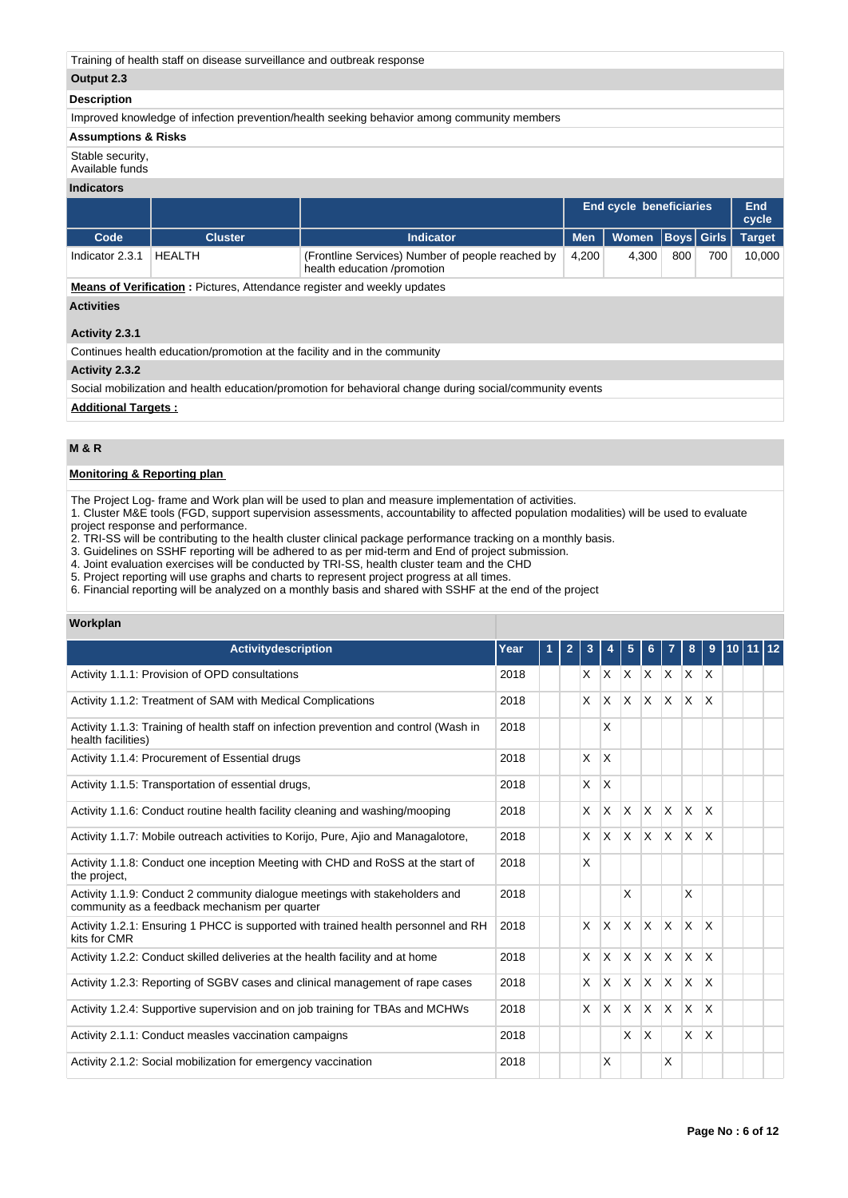Training of health staff on disease surveillance and outbreak response

**Output 2.3**

**Description**

Improved knowledge of infection prevention/health seeking behavior among community members

**Assumptions & Risks**

Stable security,
Available funds

**Indicators**

| | | | End cycle beneficiaries | | | | End cycle |
|---|---|---|---|---|---|---|---|
| **Code** | **Cluster** | **Indicator** | **Men** | **Women** | **Boys** | **Girls** | **Target** |
| Indicator 2.3.1 | HEALTH | (Frontline Services) Number of people reached by health education /promotion | 4,200 | 4,300 | 800 | 700 | 10,000 |

**Means of Verification :** Pictures, Attendance register and weekly updates

**Activities**

**Activity 2.3.1**

Continues health education/promotion at the facility and in the community

**Activity 2.3.2**

Social mobilization and health education/promotion for behavioral change during social/community events

**Additional Targets :**

## M & R

**Monitoring & Reporting plan**

The Project Log- frame and Work plan will be used to plan and measure implementation of activities.
1. Cluster M&E tools (FGD, support supervision assessments, accountability to affected population modalities) will be used to evaluate project response and performance.
2. TRI-SS will be contributing to the health cluster clinical package performance tracking on a monthly basis.
3. Guidelines on SSHF reporting will be adhered to as per mid-term and End of project submission.
4. Joint evaluation exercises will be conducted by TRI-SS, health cluster team and the CHD
5. Project reporting will use graphs and charts to represent project progress at all times.
6. Financial reporting will be analyzed on a monthly basis and shared with SSHF at the end of the project

**Workplan**

| Activitydescription | Year | 1 | 2 | 3 | 4 | 5 | 6 | 7 | 8 | 9 | 10 | 11 | 12 |
|---|---|---|---|---|---|---|---|---|---|---|---|---|---|
| Activity 1.1.1: Provision of OPD consultations | 2018 | | | X | X | X | X | X | X | X | | | |
| Activity 1.1.2: Treatment of SAM with Medical Complications | 2018 | | | X | X | X | X | X | X | X | | | |
| Activity 1.1.3: Training of health staff on infection prevention and control (Wash in health facilities) | 2018 | | | | X | | | | | | | | |
| Activity 1.1.4: Procurement of Essential drugs | 2018 | | | X | X | | | | | | | | |
| Activity 1.1.5: Transportation of essential drugs, | 2018 | | | X | X | | | | | | | | |
| Activity 1.1.6: Conduct routine health facility cleaning and washing/mooping | 2018 | | | X | X | X | X | X | X | X | | | |
| Activity 1.1.7: Mobile outreach activities to Korijo, Pure, Ajio and Managalotore, | 2018 | | | X | X | X | X | X | X | X | | | |
| Activity 1.1.8: Conduct one inception Meeting with CHD and RoSS at the start of the project, | 2018 | | | X | | | | | | | | | |
| Activity 1.1.9: Conduct 2 community dialogue meetings with stakeholders and community as a feedback mechanism per quarter | 2018 | | | | | X | | | X | | | | |
| Activity 1.2.1: Ensuring 1 PHCC is supported with trained health personnel and RH kits for CMR | 2018 | | | X | X | X | X | X | X | X | | | |
| Activity 1.2.2: Conduct skilled deliveries at the health facility and at home | 2018 | | | X | X | X | X | X | X | X | | | |
| Activity 1.2.3: Reporting of SGBV cases and clinical management of rape cases | 2018 | | | X | X | X | X | X | X | X | | | |
| Activity 1.2.4: Supportive supervision and on job training for TBAs and MCHWs | 2018 | | | X | X | X | X | X | X | X | | | |
| Activity 2.1.1: Conduct measles vaccination campaigns | 2018 | | | | | X | X | | X | X | | | |
| Activity 2.1.2: Social mobilization for emergency vaccination | 2018 | | | | X | | | X | | | | | |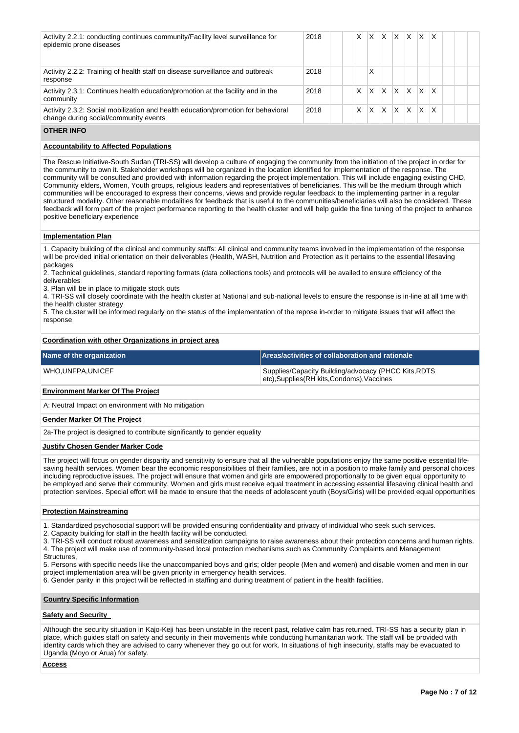| | | | | | | | | | | | | | |
|---|---|---|---|---|---|---|---|---|---|---|---|---|---|
| Activity 2.2.1: conducting continues community/Facility level surveillance for epidemic prone diseases | 2018 | | | X | X | X | X | X | X | X | | | |
| Activity 2.2.2: Training of health staff on disease surveillance and outbreak response | 2018 | | | | X | | | | | | | | |
| Activity 2.3.1: Continues health education/promotion at the facility and in the community | 2018 | | | X | X | X | X | X | X | X | | | |
| Activity 2.3.2: Social mobilization and health education/promotion for behavioral change during social/community events | 2018 | | | X | X | X | X | X | X | X | | | |

## OTHER INFO

### Accountability to Affected Populations

The Rescue Initiative-South Sudan (TRI-SS) will develop a culture of engaging the community from the initiation of the project in order for the community to own it. Stakeholder workshops will be organized in the location identified for implementation of the response. The community will be consulted and provided with information regarding the project implementation. This will include engaging existing CHD, Community elders, Women, Youth groups, religious leaders and representatives of beneficiaries. This will be the medium through which communities will be encouraged to express their concerns, views and provide regular feedback to the implementing partner in a regular structured modality. Other reasonable modalities for feedback that is useful to the communities/beneficiaries will also be considered. These feedback will form part of the project performance reporting to the health cluster and will help guide the fine tuning of the project to enhance positive beneficiary experience

### Implementation Plan

1. Capacity building of the clinical and community staffs: All clinical and community teams involved in the implementation of the response will be provided initial orientation on their deliverables (Health, WASH, Nutrition and Protection as it pertains to the essential lifesaving packages
2. Technical guidelines, standard reporting formats (data collections tools) and protocols will be availed to ensure efficiency of the deliverables
3. Plan will be in place to mitigate stock outs
4. TRI-SS will closely coordinate with the health cluster at National and sub-national levels to ensure the response is in-line at all time with the health cluster strategy
5. The cluster will be informed regularly on the status of the implementation of the repose in-order to mitigate issues that will affect the response

### Coordination with other Organizations in project area

| Name of the organization | Areas/activities of collaboration and rationale |
|---|---|
| WHO,UNFPA,UNICEF | Supplies/Capacity Building/advocacy (PHCC Kits,RDTS etc),Supplies(RH kits,Condoms),Vaccines |

### Environment Marker Of The Project

A: Neutral Impact on environment with No mitigation

### Gender Marker Of The Project

2a-The project is designed to contribute significantly to gender equality

### Justify Chosen Gender Marker Code

The project will focus on gender disparity and sensitivity to ensure that all the vulnerable populations enjoy the same positive essential life-saving health services. Women bear the economic responsibilities of their families, are not in a position to make family and personal choices including reproductive issues. The project will ensure that women and girls are empowered proportionally to be given equal opportunity to be employed and serve their community. Women and girls must receive equal treatment in accessing essential lifesaving clinical health and protection services. Special effort will be made to ensure that the needs of adolescent youth (Boys/Girls) will be provided equal opportunities

### Protection Mainstreaming

1. Standardized psychosocial support will be provided ensuring confidentiality and privacy of individual who seek such services.
2. Capacity building for staff in the health facility will be conducted.
3. TRI-SS will conduct robust awareness and sensitization campaigns to raise awareness about their protection concerns and human rights.
4. The project will make use of community-based local protection mechanisms such as Community Complaints and Management Structures,
5. Persons with specific needs like the unaccompanied boys and girls; older people (Men and women) and disable women and men in our project implementation area will be given priority in emergency health services.
6. Gender parity in this project will be reflected in staffing and during treatment of patient in the health facilities.

## Country Specific Information

### Safety and Security

Although the security situation in Kajo-Keji has been unstable in the recent past, relative calm has returned. TRI-SS has a security plan in place, which guides staff on safety and security in their movements while conducting humanitarian work. The staff will be provided with identity cards which they are advised to carry whenever they go out for work. In situations of high insecurity, staffs may be evacuated to Uganda (Moyo or Arua) for safety.

### Access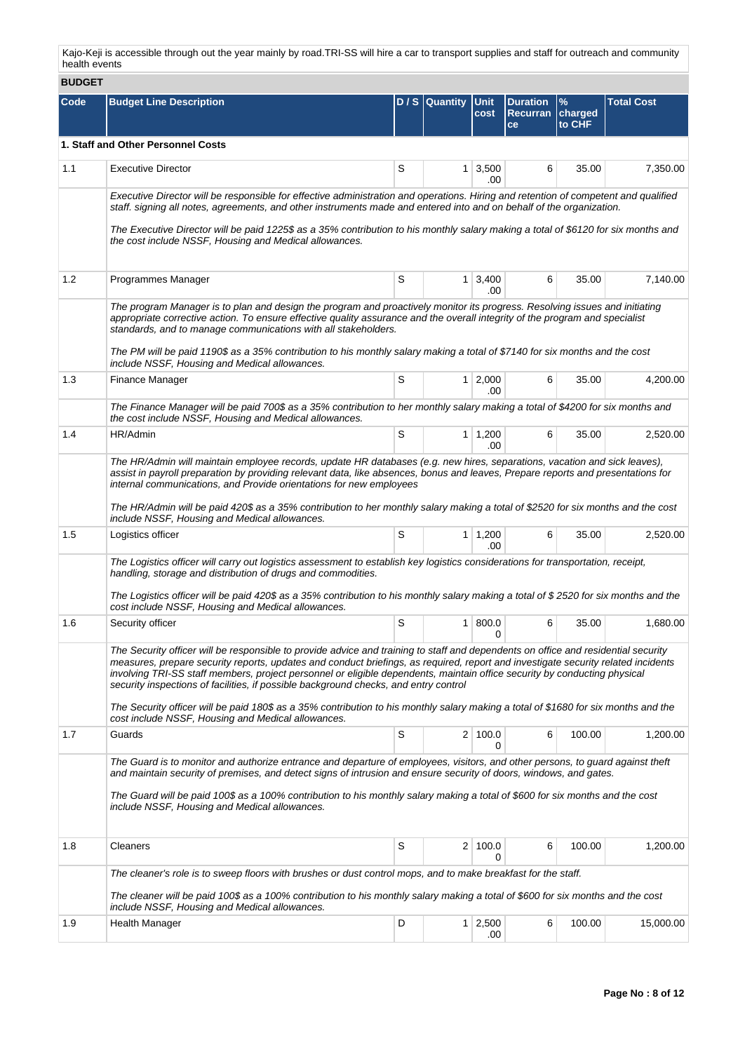Kajo-Keji is accessible through out the year mainly by road.TRI-SS will hire a car to transport supplies and staff for outreach and community health events

## BUDGET

| Code | Budget Line Description | D / S | Quantity | Unit cost | Duration Recurrance | % charged to CHF | Total Cost |
|---|---|---|---|---|---|---|---|
| **1. Staff and Other Personnel Costs** | | | | | | | |
| 1.1 | Executive Director | S | 1 | 3,500.00 | 6 | 35.00 | 7,350.00 |
| | *Executive Director will be responsible for effective administration and operations. Hiring and retention of competent and qualified staff. signing all notes, agreements, and other instruments made and entered into and on behalf of the organization.*<br><br>*The Executive Director will be paid 1225$ as a 35% contribution to his monthly salary making a total of $6120 for six months and the cost include NSSF, Housing and Medical allowances.* | | | | | | |
| 1.2 | Programmes Manager | S | 1 | 3,400.00 | 6 | 35.00 | 7,140.00 |
| | *The program Manager is to plan and design the program and proactively monitor its progress. Resolving issues and initiating appropriate corrective action. To ensure effective quality assurance by providing relevant data, like absences, bonus and leaves, Prepare reports and presentations for internal communications, and to manage communications with all stakeholders.*<br><br>*The PM will be paid 1190$ as a 35% contribution to his monthly salary making a total of $7140 for six months and the cost include NSSF, Housing and Medical allowances.* | | | | | | |
| 1.3 | Finance Manager | S | 1 | 2,000.00 | 6 | 35.00 | 4,200.00 |
| | *The Finance Manager will be paid 700$ as a 35% contribution to her monthly salary making a total of $4200 for six months and the cost include NSSF, Housing and Medical allowances.* | | | | | | |
| 1.4 | HR/Admin | S | 1 | 1,200.00 | 6 | 35.00 | 2,520.00 |
| | *The HR/Admin will maintain employee records, update HR databases (e.g. new hires, separations, vacation and sick leaves), assist in payroll preparation by providing relevant data, like absences, bonus and leaves, Prepare reports and presentations for internal communications, and Provide orientations for new employees*<br><br>*The HR/Admin will be paid 420$ as a 35% contribution to her monthly salary making a total of $2520 for six months and the cost include NSSF, Housing and Medical allowances.* | | | | | | |
| 1.5 | Logistics officer | S | 1 | 1,200.00 | 6 | 35.00 | 2,520.00 |
| | *The Logistics officer will carry out logistics assessment to establish key logistics considerations for transportation, receipt, handling, storage and distribution of drugs and commodities.*<br><br>*The Logistics officer will be paid 420$ as a 35% contribution to his monthly salary making a total of $ 2520 for six months and the cost include NSSF, Housing and Medical allowances.* | | | | | | |
| 1.6 | Security officer | S | 1 | 800.00 | 6 | 35.00 | 1,680.00 |
| | *The Security officer will be responsible to provide advice and training to staff and dependents on office and residential security measures, prepare security reports, updates and conduct briefings, as required, report and investigate security related incidents involving TRI-SS staff members, project personnel or eligible dependents, maintain office security by conducting physical security inspections of facilities, if possible background checks, and entry control*<br><br>*The Security officer will be paid 180$ as a 35% contribution to his monthly salary making a total of $1680 for six months and the cost include NSSF, Housing and Medical allowances.* | | | | | | |
| 1.7 | Guards | S | 2 | 100.00 | 6 | 100.00 | 1,200.00 |
| | *The Guard is to monitor and authorize entrance and departure of employees, visitors, and other persons, to guard against theft and maintain security of premises, and detect signs of intrusion and ensure security of doors, windows, and gates.*<br><br>*The Guard will be paid 100$ as a 100% contribution to his monthly salary making a total of $600 for six months and the cost include NSSF, Housing and Medical allowances.* | | | | | | |
| 1.8 | Cleaners | S | 2 | 100.00 | 6 | 100.00 | 1,200.00 |
| | *The cleaner's role is to sweep floors with brushes or dust control mops, and to make breakfast for the staff.*<br><br>*The cleaner will be paid 100$ as a 100% contribution to his monthly salary making a total of $600 for six months and the cost include NSSF, Housing and Medical allowances.* | | | | | | |
| 1.9 | Health Manager | D | 1 | 2,500.00 | 6 | 100.00 | 15,000.00 |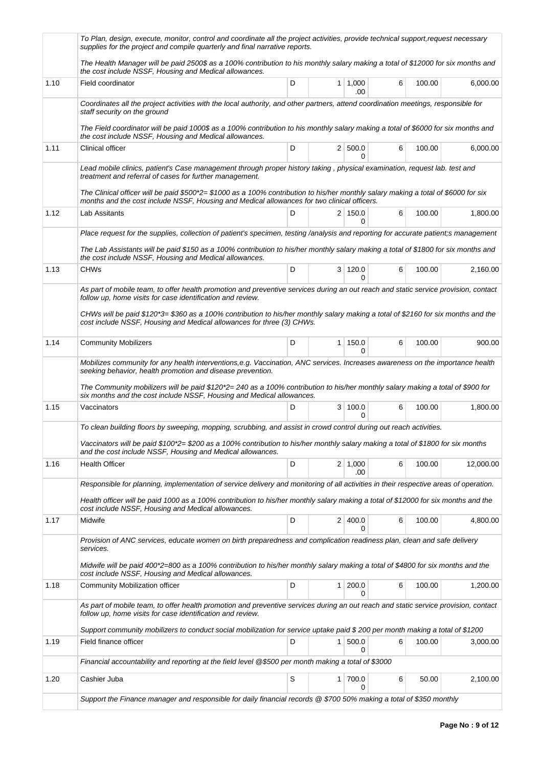| | | | | | | | |
|---|---|---|---|---|---|---|---|
| | *To Plan, design, execute, monitor, control and coordinate all the project activities, provide technical support,request necessary supplies for the project and compile quarterly and final narrative reports.*<br><br>*The Health Manager will be paid 2500$ as a 100% contribution to his monthly salary making a total of $12000 for six months and the cost include NSSF, Housing and Medical allowances.* | | | | | | |
| 1.10 | Field coordinator | D | 1 | 1,000.00 | 6 | 100.00 | 6,000.00 |
| | *Coordinates all the project activities with the local authority, and other partners, attend coordination meetings, responsible for staff security on the ground*<br><br>*The Field coordinator will be paid 1000$ as a 100% contribution to his monthly salary making a total of $6000 for six months and the cost include NSSF, Housing and Medical allowances.* | | | | | | |
| 1.11 | Clinical officer | D | 2 | 500.00 | 6 | 100.00 | 6,000.00 |
| | *Lead mobile clinics, patient's Case management through proper history taking , physical examination, request lab. test and treatment and referral of cases for further management.*<br><br>*The Clinical officer will be paid $500*2= $1000 as a 100% contribution to his/her monthly salary making a total of $6000 for six months and the cost include NSSF, Housing and Medical allowances for two clinical officers.* | | | | | | |
| 1.12 | Lab Assitants | D | 2 | 150.00 | 6 | 100.00 | 1,800.00 |
| | *Place request for the supplies, collection of patient's specimen, testing /analysis and reporting for accurate patient;s management*<br><br>*The Lab Assistants will be paid $150 as a 100% contribution to his/her monthly salary making a total of $1800 for six months and the cost include NSSF, Housing and Medical allowances.* | | | | | | |
| 1.13 | CHWs | D | 3 | 120.00 | 6 | 100.00 | 2,160.00 |
| | *As part of mobile team, to offer health promotion and preventive services during an out reach and static service provision, contact follow up, home visits for case identification and review.*<br><br>*CHWs will be paid $120*3= $360 as a 100% contribution to his/her monthly salary making a total of $2160 for six months and the cost include NSSF, Housing and Medical allowances for three (3) CHWs.* | | | | | | |
| 1.14 | Community Mobilizers | D | 1 | 150.00 | 6 | 100.00 | 900.00 |
| | *Mobilizes community for any health interventions,e.g. Vaccination, ANC services. Increases awareness on the importance health seeking behavior, health promotion and disease prevention.*<br><br>*The Community mobilizers will be paid $120*2= 240 as a 100% contribution to his/her monthly salary making a total of $900 for six months and the cost include NSSF, Housing and Medical allowances.* | | | | | | |
| 1.15 | Vaccinators | D | 3 | 100.00 | 6 | 100.00 | 1,800.00 |
| | *To clean building floors by sweeping, mopping, scrubbing, and assist in crowd control during out reach activities.*<br><br>*Vaccinators will be paid $100*2= $200 as a 100% contribution to his/her monthly salary making a total of $1800 for six months and the cost include NSSF, Housing and Medical allowances.* | | | | | | |
| 1.16 | Health Officer | D | 2 | 1,000.00 | 6 | 100.00 | 12,000.00 |
| | *Responsible for planning, implementation of service delivery and monitoring of all activities in their respective areas of operation.*<br><br>*Health officer will be paid 1000 as a 100% contribution to his/her monthly salary making a total of $12000 for six months and the cost include NSSF, Housing and Medical allowances.* | | | | | | |
| 1.17 | Midwife | D | 2 | 400.00 | 6 | 100.00 | 4,800.00 |
| | *Provision of ANC services, educate women on birth preparedness and complication readiness plan, clean and safe delivery services.*<br><br>*Midwife will be paid 400*2=800 as a 100% contribution to his/her monthly salary making a total of $4800 for six months and the cost include NSSF, Housing and Medical allowances.* | | | | | | |
| 1.18 | Community Mobilization officer | D | 1 | 200.00 | 6 | 100.00 | 1,200.00 |
| | *As part of mobile team, to offer health promotion and preventive services during an out reach and static service provision, contact follow up, home visits for case identification and review.*<br><br>*Support community mobilizers to conduct social mobilization for service uptake paid $ 200 per month making a total of $1200* | | | | | | |
| 1.19 | Field finance officer | D | 1 | 500.00 | 6 | 100.00 | 3,000.00 |
| | *Financial accountability and reporting at the field level @$500 per month making a total of $3000* | | | | | | |
| 1.20 | Cashier Juba | S | 1 | 700.00 | 6 | 50.00 | 2,100.00 |
| | *Support the Finance manager and responsible for daily financial records @ $700 50% making a total of $350 monthly* | | | | | | |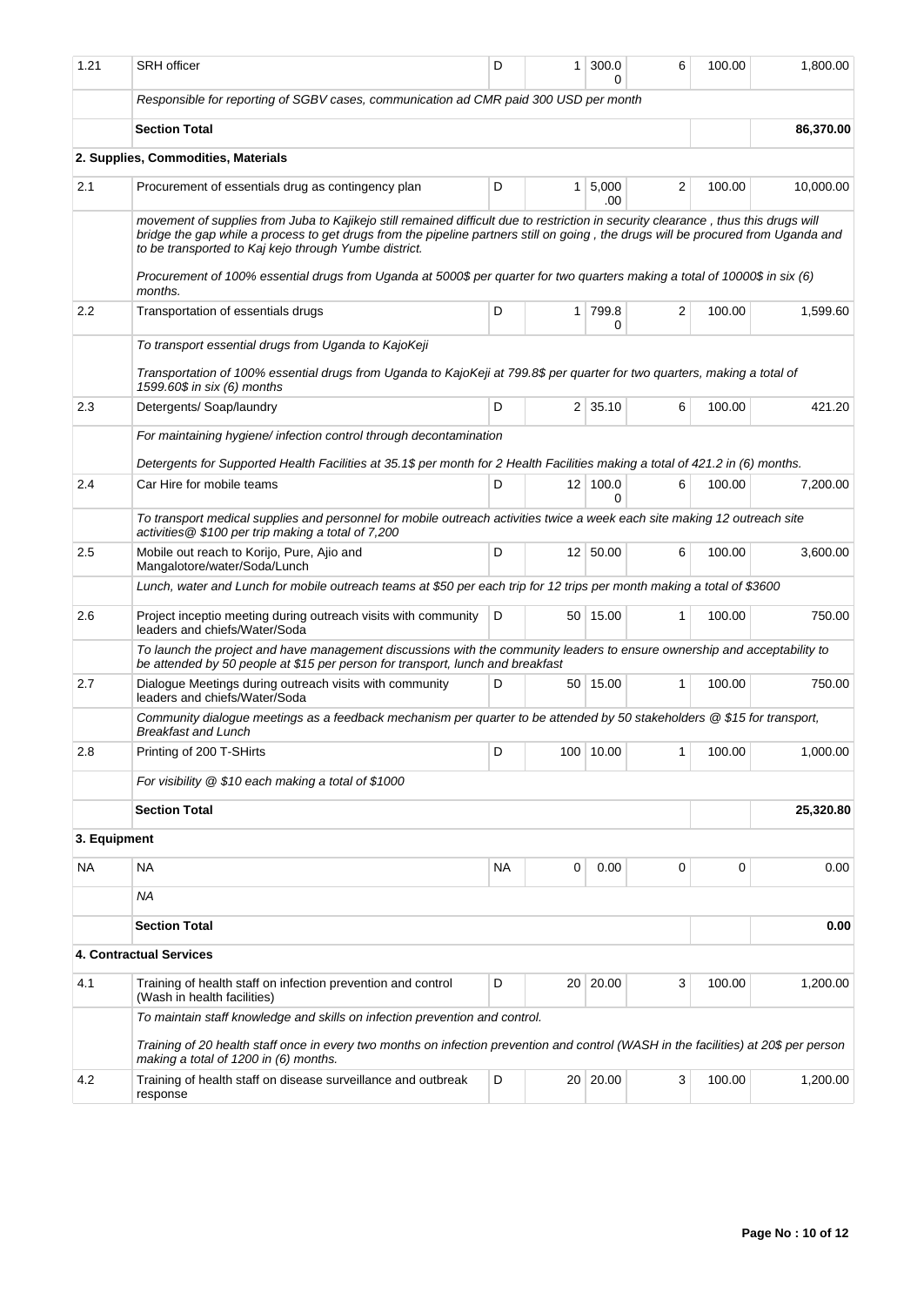| | | | | | | | |
|---|---|---|---|---|---|---|---|
| 1.21 | SRH officer | D | 1 | 300.00 | 6 | 100.00 | 1,800.00 |
| | *Responsible for reporting of SGBV cases, communication ad CMR paid 300 USD per month* | | | | | | |
| | **Section Total** | | | | | | **86,370.00** |
| | **2. Supplies, Commodities, Materials** | | | | | | |
| 2.1 | Procurement of essentials drug as contingency plan | D | 1 | 5,000.00 | 2 | 100.00 | 10,000.00 |
| | *movement of supplies from Juba to Kajikejo still remained difficult due to restriction in security clearance , thus this drugs will bridge the gap while a process to get drugs from the pipeline partners still on going , the drugs will be procured from Uganda and to be transported to Kaj kejo through Yumbe district.*<br><br>*Procurement of 100% essential drugs from Uganda at 5000$ per quarter for two quarters making a total of 10000$ in six (6) months.* | | | | | | |
| 2.2 | Transportation of essentials drugs | D | 1 | 799.80 | 2 | 100.00 | 1,599.60 |
| | *To transport essential drugs from Uganda to KajoKeji*<br><br>*Transportation of 100% essential drugs from Uganda to KajoKeji at 799.8$ per quarter for two quarters, making a total of 1599.60$ in six (6) months* | | | | | | |
| 2.3 | Detergents/ Soap/laundry | D | 2 | 35.10 | 6 | 100.00 | 421.20 |
| | *For maintaining hygiene/ infection control through decontamination*<br><br>*Detergents for Supported Health Facilities at 35.1$ per month for 2 Health Facilities making a total of 421.2 in (6) months.* | | | | | | |
| 2.4 | Car Hire for mobile teams | D | 12 | 100.00 | 6 | 100.00 | 7,200.00 |
| | *To transport medical supplies and personnel for mobile outreach activities twice a week each site making 12 outreach site activities@ $100 per trip making a total of 7,200* | | | | | | |
| 2.5 | Mobile out reach to Korijo, Pure, Ajio and Mangalotore/water/Soda/Lunch | D | 12 | 50.00 | 6 | 100.00 | 3,600.00 |
| | *Lunch, water and Lunch for mobile outreach teams at $50 per each trip for 12 trips per month making a total of $3600* | | | | | | |
| 2.6 | Project inceptio meeting during outreach visits with community leaders and chiefs/Water/Soda | D | 50 | 15.00 | 1 | 100.00 | 750.00 |
| | *To launch the project and have management discussions with the community leaders to ensure ownership and acceptability to be attended by 50 people at $15 per person for transport, lunch and breakfast* | | | | | | |
| 2.7 | Dialogue Meetings during outreach visits with community leaders and chiefs/Water/Soda | D | 50 | 15.00 | 1 | 100.00 | 750.00 |
| | *Community dialogue meetings as a feedback mechanism per quarter to be attended by 50 stakeholders @ $15 for transport, Breakfast and Lunch* | | | | | | |
| 2.8 | Printing of 200 T-SHirts | D | 100 | 10.00 | 1 | 100.00 | 1,000.00 |
| | *For visibility @ $10 each making a total of $1000* | | | | | | |
| | **Section Total** | | | | | | **25,320.80** |
| **3. Equipment** | | | | | | | |
| NA | NA | NA | 0 | 0.00 | 0 | 0 | 0.00 |
| | *NA* | | | | | | |
| | **Section Total** | | | | | | **0.00** |
| | **4. Contractual Services** | | | | | | |
| 4.1 | Training of health staff on infection prevention and control (Wash in health facilities) | D | 20 | 20.00 | 3 | 100.00 | 1,200.00 |
| | *To maintain staff knowledge and skills on infection prevention and control.*<br><br>*Training of 20 health staff once in every two months on infection prevention and control (WASH in the facilities) at 20$ per person making a total of 1200 in (6) months.* | | | | | | |
| 4.2 | Training of health staff on disease surveillance and outbreak response | D | 20 | 20.00 | 3 | 100.00 | 1,200.00 |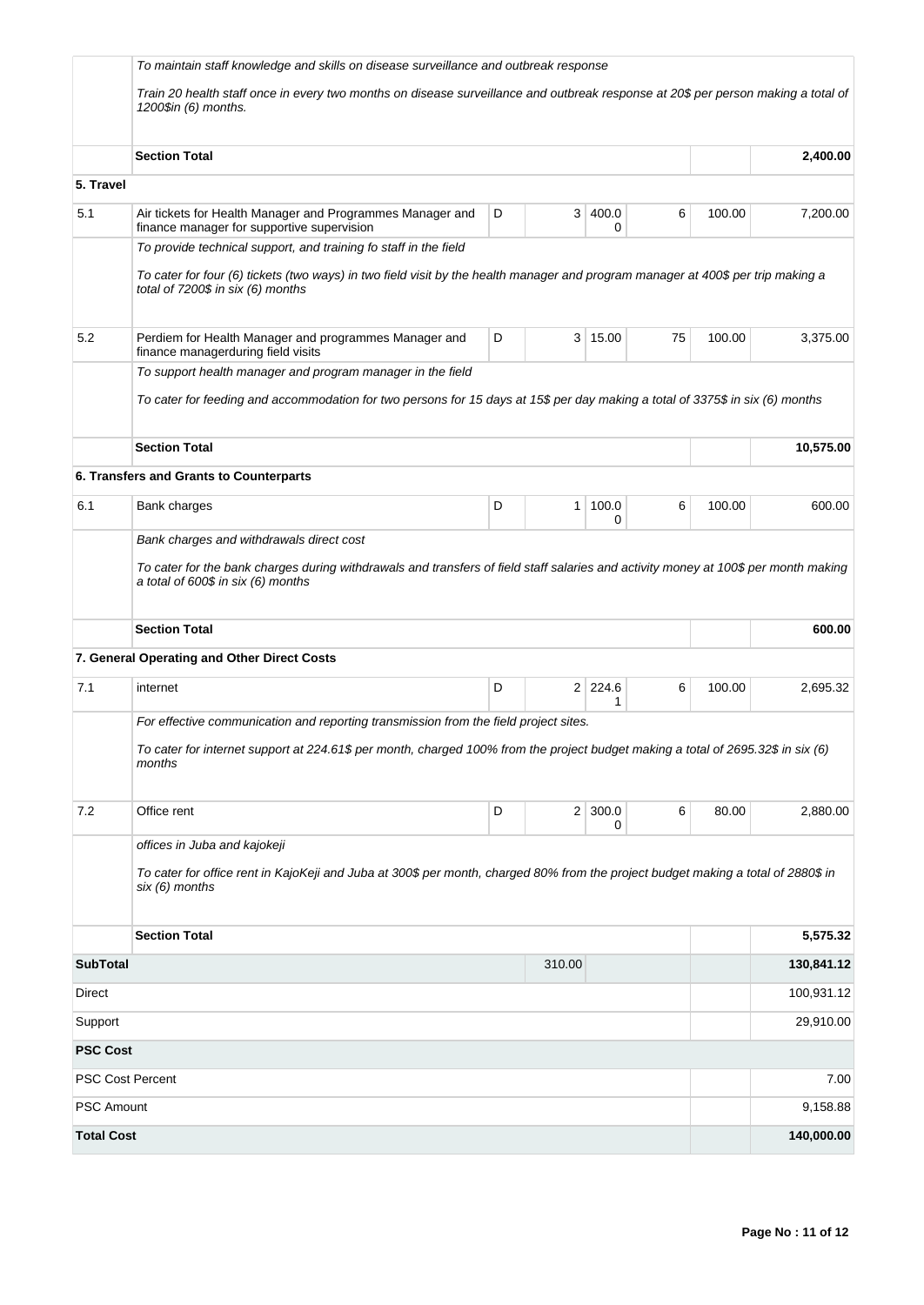| | | | | | | | |
|---|---|---|---|---|---|---|---|
| | *To maintain staff knowledge and skills on disease surveillance and outbreak response*<br><br>*Train 20 health staff once in every two months on disease surveillance and outbreak response at 20$ per person making a total of 1200$in (6) months.* | | | | | | |
| | **Section Total** | | | | | | **2,400.00** |
| **5. Travel** | | | | | | | |
| 5.1 | Air tickets for Health Manager and Programmes Manager and finance manager for supportive supervision | D | 3 | 400.00 | 6 | 100.00 | 7,200.00 |
| | *To provide technical support, and training fo staff in the field*<br><br>*To cater for four (6) tickets (two ways) in two field visit by the health manager and program manager at 400$ per trip making a total of 7200$ in six (6) months* | | | | | | |
| 5.2 | Perdiem for Health Manager and programmes Manager and finance managerduring field visits | D | 3 | 15.00 | 75 | 100.00 | 3,375.00 |
| | *To support health manager and program manager in the field*<br><br>*To cater for feeding and accommodation for two persons for 15 days at 15$ per day making a total of 3375$ in six (6) months* | | | | | | |
| | **Section Total** | | | | | | **10,575.00** |
| | **6. Transfers and Grants to Counterparts** | | | | | | |
| 6.1 | Bank charges | D | 1 | 100.00 | 6 | 100.00 | 600.00 |
| | *Bank charges and withdrawals direct cost*<br><br>*To cater for the bank charges during withdrawals and transfers of field staff salaries and activity money at 100$ per month making a total of 600$ in six (6) months* | | | | | | |
| | **Section Total** | | | | | | **600.00** |
| | **7. General Operating and Other Direct Costs** | | | | | | |
| 7.1 | internet | D | 2 | 224.61 | 6 | 100.00 | 2,695.32 |
| | *For effective communication and reporting transmission from the field project sites.*<br><br>*To cater for internet support at 224.61$ per month, charged 100% from the project budget making a total of 2695.32$ in six (6) months* | | | | | | |
| 7.2 | Office rent | D | 2 | 300.00 | 6 | 80.00 | 2,880.00 |
| | *offices in Juba and kajokeji*<br><br>*To cater for office rent in KajoKeji and Juba at 300$ per month, charged 80% from the project budget making a total of 2880$ in six (6) months* | | | | | | |
| | **Section Total** | | | | | | **5,575.32** |
| **SubTotal** | | | 310.00 | | | | **130,841.12** |
| Direct | | | | | | | 100,931.12 |
| Support | | | | | | | 29,910.00 |
| **PSC Cost** | | | | | | | |
| PSC Cost Percent | | | | | | | 7.00 |
| PSC Amount | | | | | | | 9,158.88 |
| **Total Cost** | | | | | | | **140,000.00** |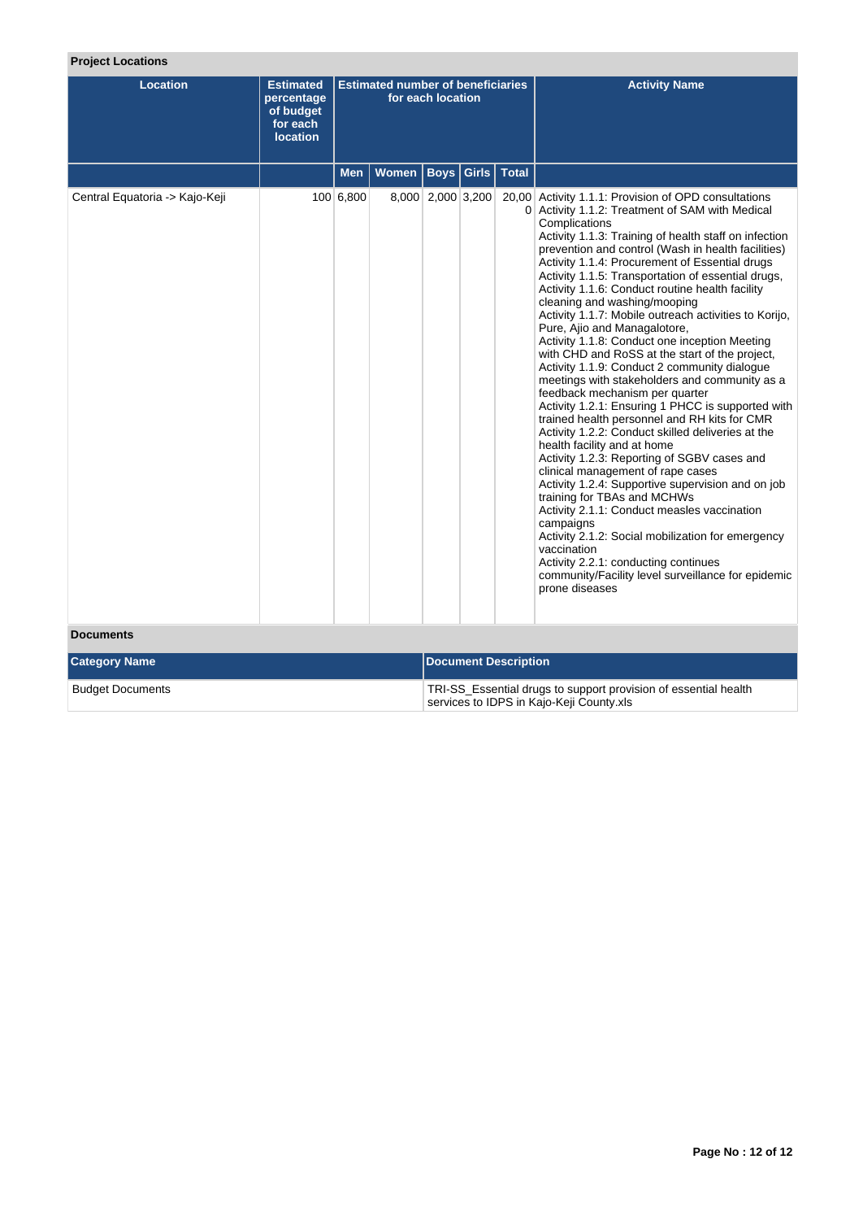**Project Locations**

| Location | Estimated percentage of budget for each location | Estimated number of beneficiaries for each location | | | | | Activity Name |
|---|---|---|---|---|---|---|---|
| | | Men | Women | Boys | Girls | Total | |
| Central Equatoria -> Kajo-Keji | 100 | 6,800 | 8,000 | 2,000 | 3,200 | 20,000 | Activity 1.1.1: Provision of OPD consultations<br>Activity 1.1.2: Treatment of SAM with Medical Complications<br>Activity 1.1.3: Training of health staff on infection prevention and control (Wash in health facilities)<br>Activity 1.1.4: Procurement of Essential drugs<br>Activity 1.1.5: Transportation of essential drugs,<br>Activity 1.1.6: Conduct routine health facility cleaning and washing/mooping<br>Activity 1.1.7: Mobile outreach activities to Korijo, Pure, Ajio and Managalotore,<br>Activity 1.1.8: Conduct one inception Meeting with CHD and RoSS at the start of the project,<br>Activity 1.1.9: Conduct 2 community dialogue meetings with stakeholders and community as a feedback mechanism per quarter<br>Activity 1.2.1: Ensuring 1 PHCC is supported with trained health personnel and RH kits for CMR<br>Activity 1.2.2: Conduct skilled deliveries at the health facility and at home<br>Activity 1.2.3: Reporting of SGBV cases and clinical management of rape cases<br>Activity 1.2.4: Supportive supervision and on job training for TBAs and MCHWs<br>Activity 2.1.1: Conduct measles vaccination campaigns<br>Activity 2.1.2: Social mobilization for emergency vaccination<br>Activity 2.2.1: conducting continues community/Facility level surveillance for epidemic prone diseases |

**Documents**

| Category Name | Document Description |
|---|---|
| Budget Documents | TRI-SS_Essential drugs to support provision of essential health services to IDPS in Kajo-Keji County.xls |